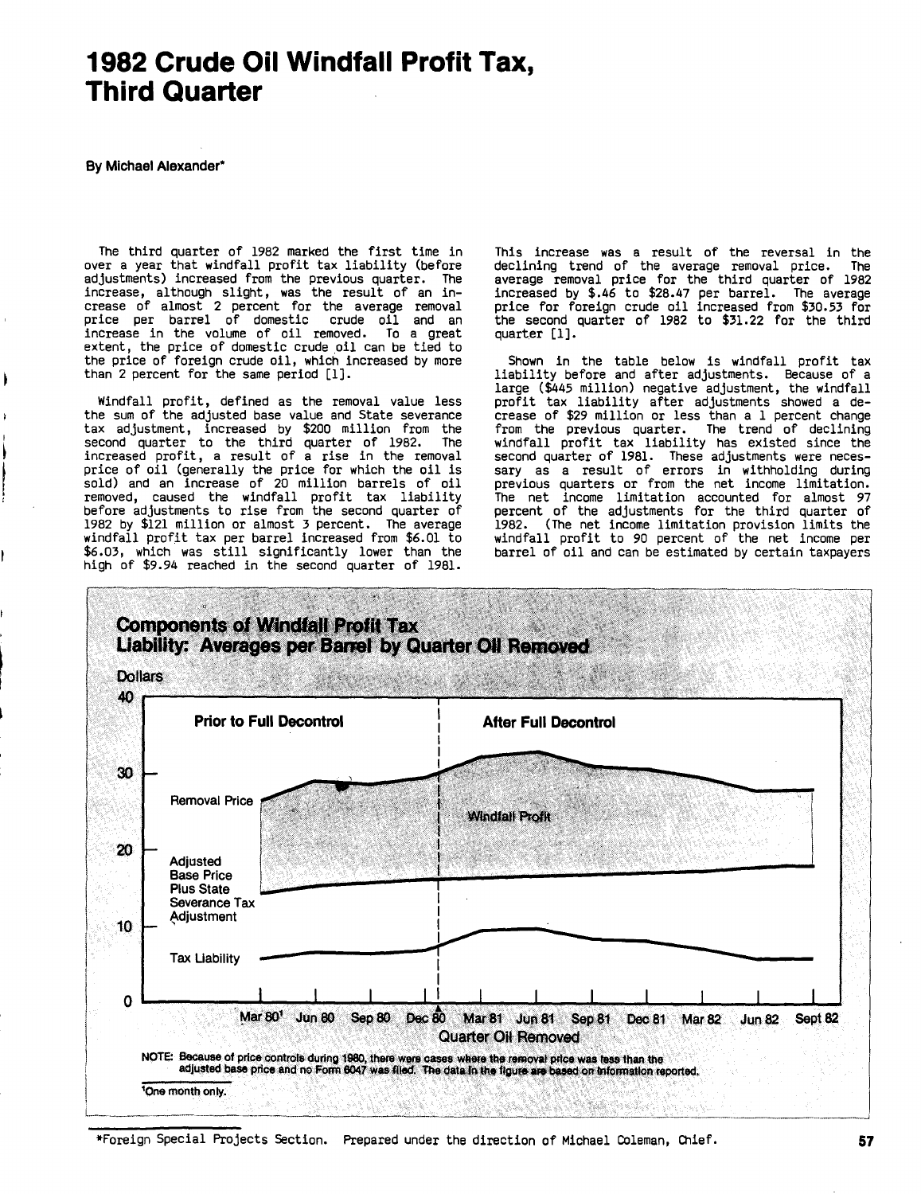# 1982 Crude Oil Windfall Profit Tax, Third Quarter

By Michael Alexander*

The third quarter of 1982 marked the first time in over a year that windfall profit tax liability (before adjustments) increased from the previous quarter. The increase, although slight, was the result of an increase of almost 2 percent for the average removal price per barrel of domestic crude oil and an increase in the volume of oil removed. To a great extent, the price of domestic crude oil can be tied to the price of foreign crude oil, which increased by more than 2 percent for the same period [1].

Windfall profit, defined as the removal value less the sum of the adjusted base value and State severance tax adjustment, increased by $200 million from the second quarter to the third quarter of 1982. The increased profit, a result of a rise in the removal price of oil (generally the price for which the oil is sold) and an increase of 20 million barrels of oil removed, caused the windfall profit tax liability before adjustments to rise from the second quarter of 1982 by $121 million or almost 3 percent. The average windfall profit tax per barrel increased from $6.01 to $6.03, which was still significantly lower than the high of $9.94 reached in the second quarter of 1981. This increase was a result of the reversal in the declining trend of the average removal price. The average removal price for the third quarter of 1982 increased by $.46 to $28.47 per barrel. The average price for foreign crude oil increased from $30.53 for the second quarter of 1982 to $31.22 for the third quarter [1].

Shown in the table below is windfall profit tax liability before and after adjustments. Because of a large ($445 million) negative adjustment, the windfall profit tax liability after adjustments showed a decrease of $29 million or less than a 1 percent change from the previous quarter. The trend of declining windfall profit tax liability has existed since the second quarter of 1981. These adjustments were necessary as a result of errors in withholding during previous quarters or from the net income limitation. The net income limitation accounted for almost 97 percent of the adjustments for the third quarter of 1982. (The net income limitation provision limits the windfall profit to 90 percent of the net income per barrel of oil and can be estimated by certain taxpayers

**Components of Windfall Profit Tax Liability: Averages per Barrel by Quarter Oil Removed**

NOTE: Because of price controls during 1980, there were cases where the removal price was less than the adjusted base price and no Form 6047 was filed. The data in the figure are based on information reported.

[1]One month only.

*Foreign Special Projects Section. Prepared under the direction of Michael Coleman, Chief.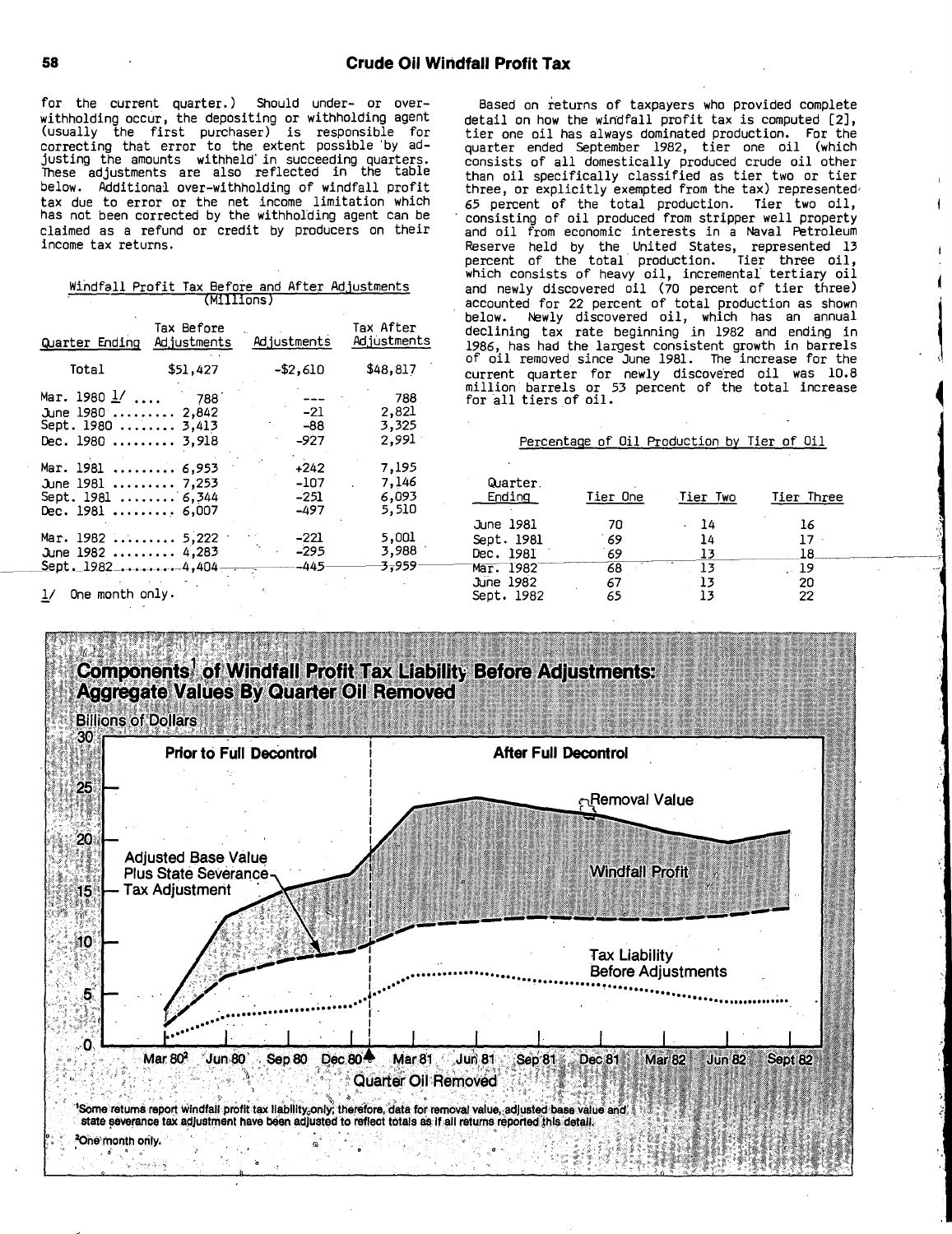for the current quarter.) Should under- or over-withholding occur, the depositing or withholding agent (usually the first purchaser) is responsible for correcting that error to the extent possible by adjusting the amounts withheld in succeeding quarters. These adjustments are also reflected in the table below. Additional over-withholding of windfall profit tax due to error or the net income limitation which has not been corrected by the withholding agent can be claimed as a refund or credit by producers on their income tax returns.

Windfall Profit Tax Before and After Adjustments
(Millions)

| Quarter Ending | Tax Before Adjustments | Adjustments | Tax After Adjustments |
|---|---|---|---|
| Total | $51,427 | -$2,610 | $48,817 |
| Mar. 1980 1/ | 788 | --- | 788 |
| June 1980 | 2,842 | -21 | 2,821 |
| Sept. 1980 | 3,413 | -88 | 3,325 |
| Dec. 1980 | 3,918 | -927 | 2,991 |
| Mar. 1981 | 6,953 | +242 | 7,195 |
| June 1981 | 7,253 | -107 | 7,146 |
| Sept. 1981 | 6,344 | -251 | 6,093 |
| Dec. 1981 | 6,007 | -497 | 5,510 |
| Mar. 1982 | 5,222 | -221 | 5,001 |
| June 1982 | 4,283 | -295 | 3,988 |
| Sept. 1982 | 4,404 | -445 | 3,959 |

1/ One month only.

Based on returns of taxpayers who provided complete detail on how the windfall profit tax is computed [2], tier one oil has always dominated production. For the quarter ended September 1982, tier one oil (which consists of all domestically produced crude oil other than oil specifically classified as tier two or tier three, or explicitly exempted from the tax) represented 65 percent of the total production. Tier two oil, consisting of oil produced from stripper well property and oil from economic interests in a Naval Petroleum Reserve held by the United States, represented 13 percent of the total production. Tier three oil, which consists of heavy oil, incremental tertiary oil and newly discovered oil (70 percent of tier three) accounted for 22 percent of total production as shown below. Newly discovered oil, which has an annual declining tax rate beginning in 1982 and ending in 1986, has had the largest consistent growth in barrels of oil removed since June 1981. The increase for the current quarter for newly discovered oil was 10.8 million barrels or 53 percent of the total increase for all tiers of oil.

Percentage of Oil Production by Tier of Oil

| Quarter Ending | Tier One | Tier Two | Tier Three |
|---|---|---|---|
| June 1981 | 70 | 14 | 16 |
| Sept. 1981 | 69 | 14 | 17 |
| Dec. 1981 | 69 | 13 | 18 |
| Mar. 1982 | 68 | 13 | 19 |
| June 1982 | 67 | 13 | 20 |
| Sept. 1982 | 65 | 13 | 22 |

**Components[1] of Windfall Profit Tax Liability Before Adjustments: Aggregate Values By Quarter Oil Removed**

Billions of Dollars

Prior to Full Decontrol | After Full Decontrol

Removal Value; Windfall Profit; Adjusted Base Value Plus State Severance Tax Adjustment; Tax Liability Before Adjustments

Quarter Oil Removed: Mar 80[2], Jun 80, Sep 80, Dec 80, Mar 81, Jun 81, Sep 81, Dec 81, Mar 82, Jun 82, Sept 82

[1]Some returns report windfall profit tax liability only; therefore, data for removal value, adjusted base value and state severance tax adjustment have been adjusted to reflect totals as if all returns reported this detail.

[2]One month only.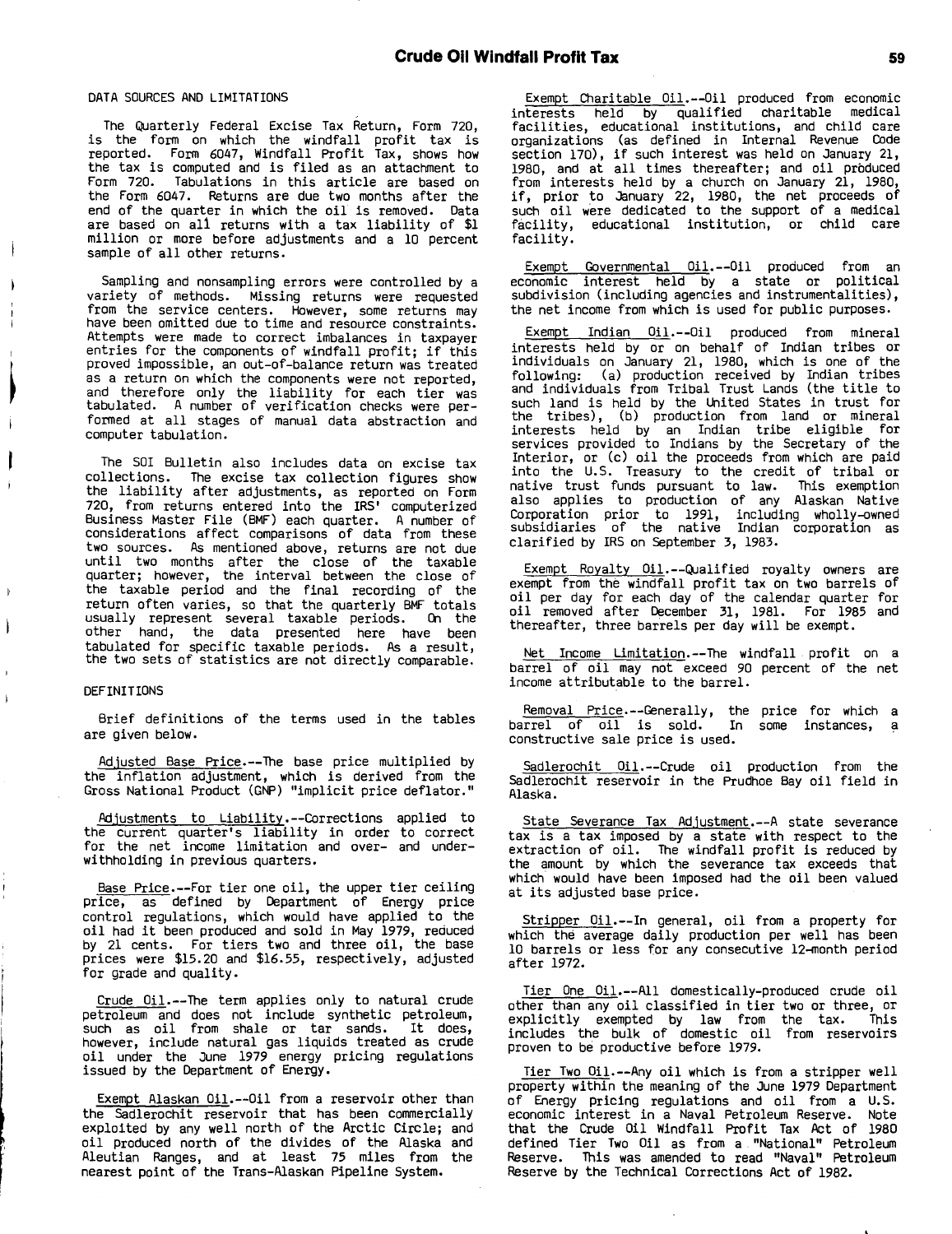## DATA SOURCES AND LIMITATIONS

The Quarterly Federal Excise Tax Return, Form 720, is the form on which the windfall profit tax is reported. Form 6047, Windfall Profit Tax, shows how the tax is computed and is filed as an attachment to Form 720. Tabulations in this article are based on the Form 6047. Returns are due two months after the end of the quarter in which the oil is removed. Data are based on all returns with a tax liability of $1 million or more before adjustments and a 10 percent sample of all other returns.

Sampling and nonsampling errors were controlled by a variety of methods. Missing returns were requested from the service centers. However, some returns may have been omitted due to time and resource constraints. Attempts were made to correct imbalances in taxpayer entries for the components of windfall profit; if this proved impossible, an out-of-balance return was treated as a return on which the components were not reported, and therefore only the liability for each tier was tabulated. A number of verification checks were performed at all stages of manual data abstraction and computer tabulation.

The SOI Bulletin also includes data on excise tax collections. The excise tax collection figures show the liability after adjustments, as reported on Form 720, from returns entered into the IRS' computerized Business Master File (BMF) each quarter. A number of considerations affect comparisons of data from these two sources. As mentioned above, returns are not due until two months after the close of the taxable quarter; however, the interval between the close of the taxable period and the final recording of the return often varies, so that the quarterly BMF totals usually represent several taxable periods. On the other hand, the data presented here have been tabulated for specific taxable periods. As a result, the two sets of statistics are not directly comparable.

## DEFINITIONS

Brief definitions of the terms used in the tables are given below.

Adjusted Base Price.--The base price multiplied by the inflation adjustment, which is derived from the Gross National Product (GNP) "implicit price deflator."

Adjustments to Liability.--Corrections applied to the current quarter's liability in order to correct for the net income limitation and over- and underwithholding in previous quarters.

Base Price.--For tier one oil, the upper tier ceiling price, as defined by Department of Energy price control regulations, which would have applied to the oil had it been produced and sold in May 1979, reduced by 21 cents. For tiers two and three oil, the base prices were $15.20 and $16.55, respectively, adjusted for grade and quality.

Crude Oil.--The term applies only to natural crude petroleum and does not include synthetic petroleum, such as oil from shale or tar sands. It does, however, include natural gas liquids treated as crude oil under the June 1979 energy pricing regulations issued by the Department of Energy.

Exempt Alaskan Oil.--Oil from a reservoir other than the Sadlerochit reservoir that has been commercially exploited by any well north of the Arctic Circle; and oil produced north of the divides of the Alaska and Aleutian Ranges, and at least 75 miles from the nearest point of the Trans-Alaskan Pipeline System.

Exempt Charitable Oil.--Oil produced from economic interests held by qualified charitable medical facilities, educational institutions, and child care organizations (as defined in Internal Revenue Code section 170), if such interest was held on January 21, 1980, and at all times thereafter; and oil produced from interests held by a church on January 21, 1980, if, prior to January 22, 1980, the net proceeds of such oil were dedicated to the support of a medical facility, educational institution, or child care facility.

Exempt Governmental Oil.--Oil produced from an economic interest held by a state or political subdivision (including agencies and instrumentalities), the net income from which is used for public purposes.

Exempt Indian Oil.--Oil produced from mineral interests held by or on behalf of Indian tribes or individuals on January 21, 1980, which is one of the following: (a) production received by Indian tribes and individuals from Tribal Trust Lands (the title to such land is held by the United States in trust for the tribes), (b) production from land or mineral interests held by an Indian tribe eligible for services provided to Indians by the Secretary of the Interior, or (c) oil the proceeds from which are paid into the U.S. Treasury to the credit of tribal or native trust funds pursuant to law. This exemption also applies to production of any Alaskan Native Corporation prior to 1991, including wholly-owned subsidiaries of the native Indian corporation as clarified by IRS on September 3, 1983.

Exempt Royalty Oil.--Qualified royalty owners are exempt from the windfall profit tax on two barrels of oil per day for each day of the calendar quarter for oil removed after December 31, 1981. For 1985 and thereafter, three barrels per day will be exempt.

Net Income Limitation.--The windfall profit on a barrel of oil may not exceed 90 percent of the net income attributable to the barrel.

Removal Price.--Generally, the price for which a barrel of oil is sold. In some instances, a constructive sale price is used.

Sadlerochit Oil.--Crude oil production from the Sadlerochit reservoir in the Prudhoe Bay oil field in Alaska.

State Severance Tax Adjustment.--A state severance tax is a tax imposed by a state with respect to the extraction of oil. The windfall profit is reduced by the amount by which the severance tax exceeds that which would have been imposed had the oil been valued at its adjusted base price.

Stripper Oil.--In general, oil from a property for which the average daily production per well has been 10 barrels or less for any consecutive 12-month period after 1972.

Tier One Oil.--All domestically-produced crude oil other than any oil classified in tier two or three, or explicitly exempted by law from the tax. This includes the bulk of domestic oil from reservoirs proven to be productive before 1979.

Tier Two Oil.--Any oil which is from a stripper well property within the meaning of the June 1979 Department of Energy pricing regulations and oil from a U.S. economic interest in a Naval Petroleum Reserve. Note that the Crude Oil Windfall Profit Tax Act of 1980 defined Tier Two Oil as from a "National" Petroleum Reserve. This was amended to read "Naval" Petroleum Reserve by the Technical Corrections Act of 1982.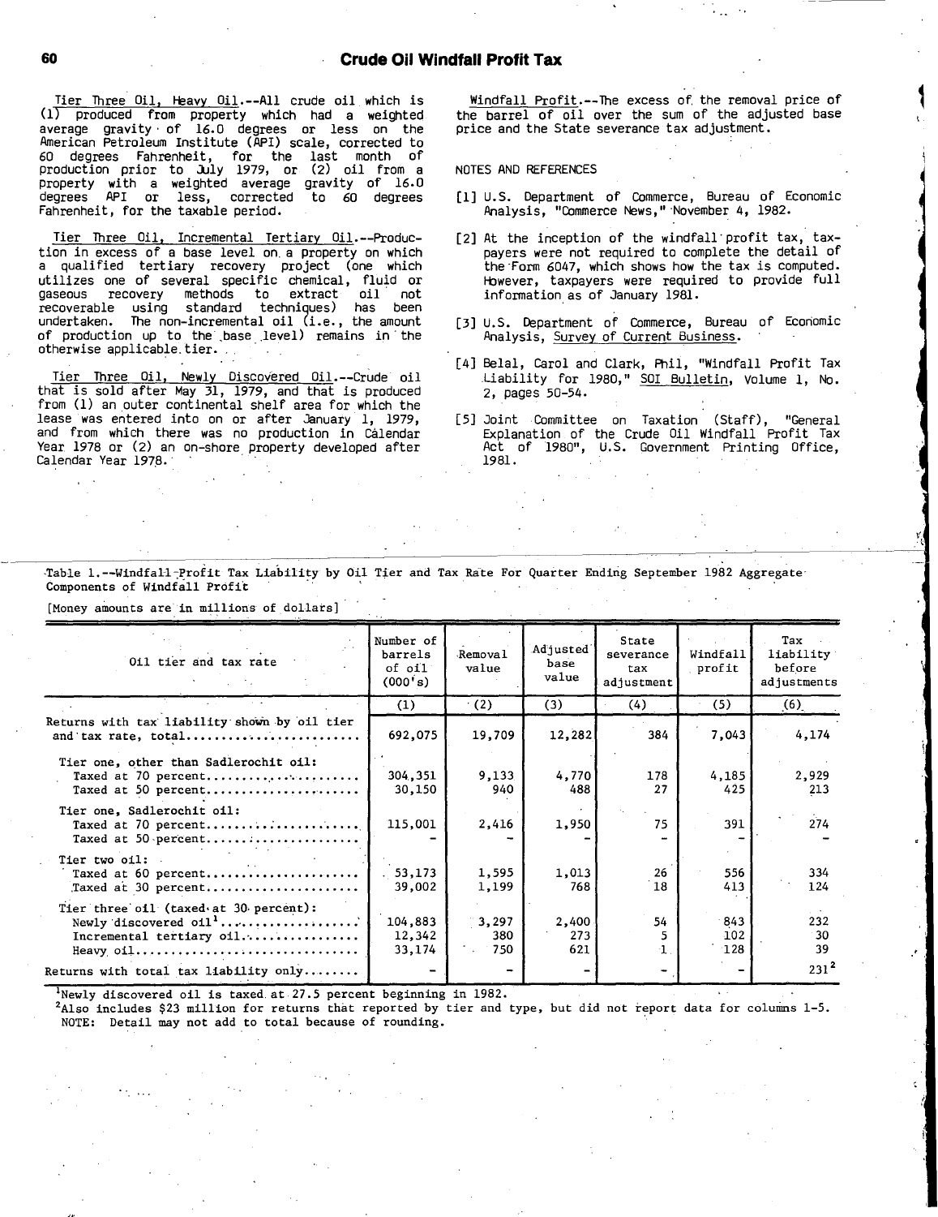Tier Three Oil, Heavy Oil.--All crude oil which is (1) produced from property which had a weighted average gravity of 16.0 degrees or less on the American Petroleum Institute (API) scale, corrected to 60 degrees Fahrenheit, for the last month of production prior to July 1979, or (2) oil from a property with a weighted average gravity of 16.0 degrees API or less, corrected to 60 degrees Fahrenheit, for the taxable period.

Tier Three Oil, Incremental Tertiary Oil.--Production in excess of a base level on a property on which a qualified tertiary recovery project (one which utilizes one of several specific chemical, fluid or gaseous recovery methods to extract oil not recoverable using standard techniques) has been undertaken. The non-incremental oil (i.e., the amount of production up to the base level) remains in the otherwise applicable tier.

Tier Three Oil, Newly Discovered Oil.--Crude oil that is sold after May 31, 1979, and that is produced from (1) an outer continental shelf area for which the lease was entered into on or after January 1, 1979, and from which there was no production in Calendar Year 1978 or (2) an on-shore property developed after Calendar Year 1978.

Windfall Profit.--The excess of the removal price of the barrel of oil over the sum of the adjusted base price and the State severance tax adjustment.

NOTES AND REFERENCES

[1] U.S. Department of Commerce, Bureau of Economic Analysis, "Commerce News," November 4, 1982.

[2] At the inception of the windfall profit tax, taxpayers were not required to complete the detail of the Form 6047, which shows how the tax is computed. However, taxpayers were required to provide full information as of January 1981.

[3] U.S. Department of Commerce, Bureau of Economic Analysis, Survey of Current Business.

[4] Belal, Carol and Clark, Phil, "Windfall Profit Tax Liability for 1980," SOI Bulletin, Volume 1, No. 2, pages 50-54.

[5] Joint Committee on Taxation (Staff), "General Explanation of the Crude Oil Windfall Profit Tax Act of 1980", U.S. Government Printing Office, 1981.

Table 1.--Windfall Profit Tax Liability by Oil Tier and Tax Rate For Quarter Ending September 1982 Aggregate Components of Windfall Profit

[Money amounts are in millions of dollars]

| Oil tier and tax rate | Number of barrels of oil (000's) | Removal value | Adjusted base value | State severance tax adjustment | Windfall profit | Tax liability before adjustments |
|---|---|---|---|---|---|---|
| | (1) | (2) | (3) | (4) | (5) | (6) |
| Returns with tax liability shown by oil tier and tax rate, total | 692,075 | 19,709 | 12,282 | 384 | 7,043 | 4,174 |
| Tier one, other than Sadlerochit oil: | | | | | | |
| Taxed at 70 percent | 304,351 | 9,133 | 4,770 | 178 | 4,185 | 2,929 |
| Taxed at 50 percent | 30,150 | 940 | 488 | 27 | 425 | 213 |
| Tier one, Sadlerochit oil: | | | | | | |
| Taxed at 70 percent | 115,001 | 2,416 | 1,950 | 75 | 391 | 274 |
| Taxed at 50 percent | - | - | - | - | - | - |
| Tier two oil: | | | | | | |
| Taxed at 60 percent | 53,173 | 1,595 | 1,013 | 26 | 556 | 334 |
| Taxed at 30 percent | 39,002 | 1,199 | 768 | 18 | 413 | 124 |
| Tier three oil (taxed at 30 percent): | | | | | | |
| Newly discovered oil[1] | 104,883 | 3,297 | 2,400 | 54 | 843 | 232 |
| Incremental tertiary oil | 12,342 | 380 | 273 | 5 | 102 | 30 |
| Heavy oil | 33,174 | 750 | 621 | 1 | 128 | 39 |
| Returns with total tax liability only | - | - | - | - | - | 231[2] |

[1]Newly discovered oil is taxed at 27.5 percent beginning in 1982.

[2]Also includes $23 million for returns that reported by tier and type, but did not report data for columns 1-5.

NOTE: Detail may not add to total because of rounding.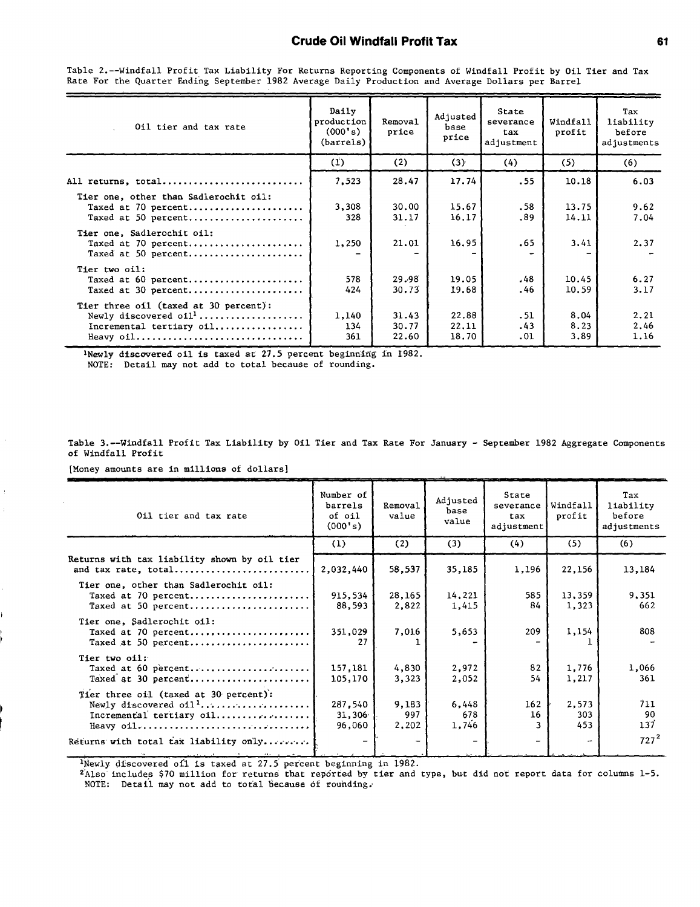Table 2.--Windfall Profit Tax Liability For Returns Reporting Components of Windfall Profit by Oil Tier and Tax Rate For the Quarter Ending September 1982 Average Daily Production and Average Dollars per Barrel

| Oil tier and tax rate | Daily production (000's) (barrels) | Removal price | Adjusted base price | State severance tax adjustment | Windfall profit | Tax liability before adjustments |
|---|---|---|---|---|---|---|
| | (1) | (2) | (3) | (4) | (5) | (6) |
| All returns, total | 7,523 | 28.47 | 17.74 | .55 | 10.18 | 6.03 |
| Tier one, other than Sadlerochit oil: | | | | | | |
| Taxed at 70 percent | 3,308 | 30.00 | 15.67 | .58 | 13.75 | 9.62 |
| Taxed at 50 percent | 328 | 31.17 | 16.17 | .89 | 14.11 | 7.04 |
| Tier one, Sadlerochit oil: | | | | | | |
| Taxed at 70 percent | 1,250 | 21.01 | 16.95 | .65 | 3.41 | 2.37 |
| Taxed at 50 percent | - | - | - | - | - | - |
| Tier two oil: | | | | | | |
| Taxed at 60 percent | 578 | 29.98 | 19.05 | .48 | 10.45 | 6.27 |
| Taxed at 30 percent | 424 | 30.73 | 19.68 | .46 | 10.59 | 3.17 |
| Tier three oil (taxed at 30 percent): | | | | | | |
| Newly discovered oil[1] | 1,140 | 31.43 | 22.88 | .51 | 8.04 | 2.21 |
| Incremental tertiary oil | 134 | 30.77 | 22.11 | .43 | 8.23 | 2.46 |
| Heavy oil | 361 | 22.60 | 18.70 | .01 | 3.89 | 1.16 |

[1]Newly discovered oil is taxed at 27.5 percent beginning in 1982.
NOTE: Detail may not add to total because of rounding.

Table 3.--Windfall Profit Tax Liability by Oil Tier and Tax Rate For January - September 1982 Aggregate Components of Windfall Profit

[Money amounts are in millions of dollars]

| Oil tier and tax rate | Number of barrels of oil (000's) | Removal value | Adjusted base value | State severance tax adjustment | Windfall profit | Tax liability before adjustments |
|---|---|---|---|---|---|---|
| | (1) | (2) | (3) | (4) | (5) | (6) |
| Returns with tax liability shown by oil tier and tax rate, total | 2,032,440 | 58,537 | 35,185 | 1,196 | 22,156 | 13,184 |
| Tier one, other than Sadlerochit oil: | | | | | | |
| Taxed at 70 percent | 915,534 | 28,165 | 14,221 | 585 | 13,359 | 9,351 |
| Taxed at 50 percent | 88,593 | 2,822 | 1,415 | 84 | 1,323 | 662 |
| Tier one, Sadlerochit oil: | | | | | | |
| Taxed at 70 percent | 351,029 | 7,016 | 5,653 | 209 | 1,154 | 808 |
| Taxed at 50 percent | 27 | 1 | - | - | 1 | - |
| Tier two oil: | | | | | | |
| Taxed at 60 percent | 157,181 | 4,830 | 2,972 | 82 | 1,776 | 1,066 |
| Taxed at 30 percent | 105,170 | 3,323 | 2,052 | 54 | 1,217 | 361 |
| Tier three oil (taxed at 30 percent): | | | | | | |
| Newly discovered oil[1] | 287,540 | 9,183 | 6,448 | 162 | 2,573 | 711 |
| Incremental tertiary oil | 31,306 | 997 | 678 | 16 | 303 | 90 |
| Heavy oil | 96,060 | 2,202 | 1,746 | 3 | 453 | 137 |
| Returns with total tax liability only | - | - | - | - | - | 727[2] |

[1]Newly discovered oil is taxed at 27.5 percent beginning in 1982.
[2]Also includes $70 million for returns that reported by tier and type, but did not report data for columns 1-5.
NOTE: Detail may not add to total because of rounding.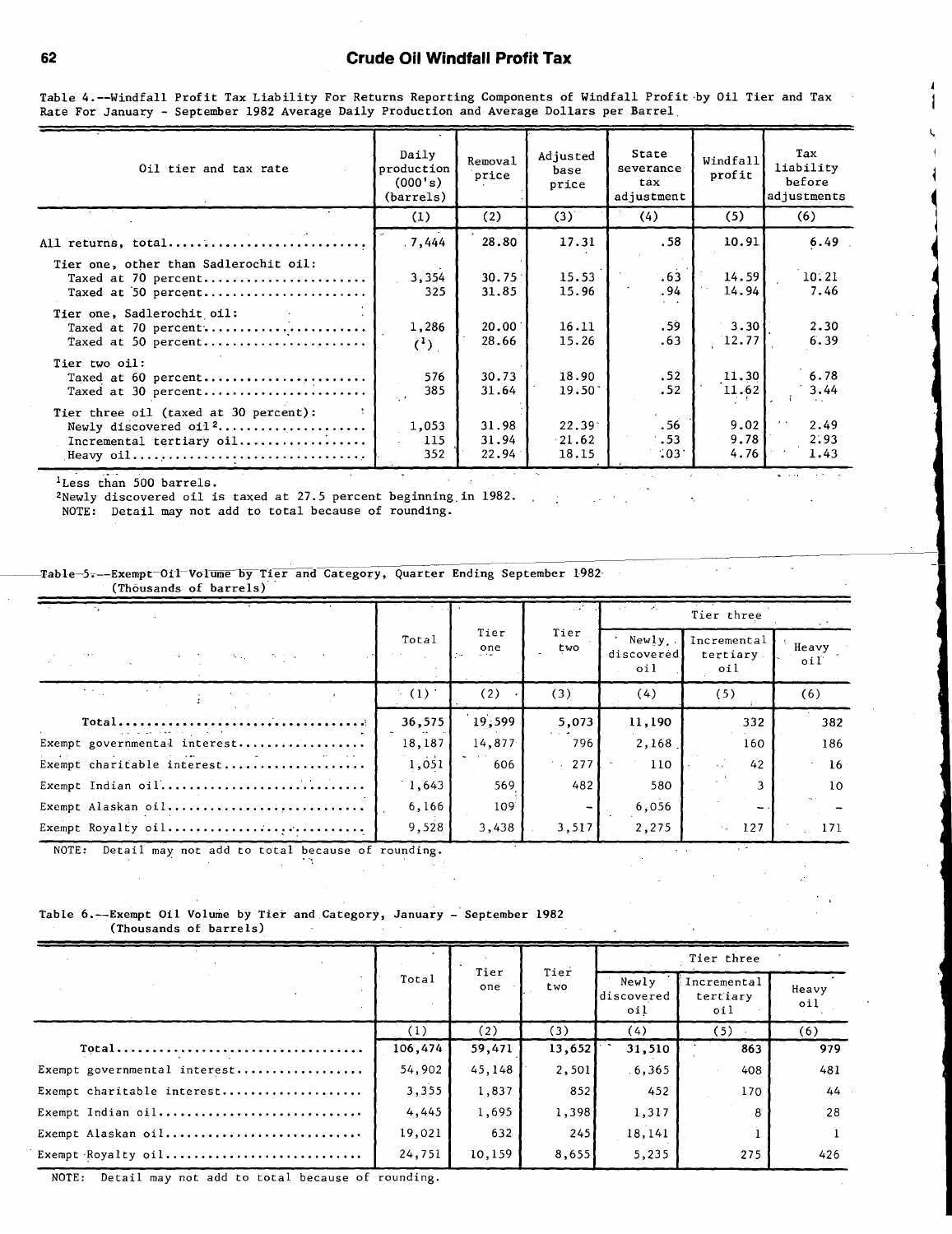Table 4.--Windfall Profit Tax Liability For Returns Reporting Components of Windfall Profit by Oil Tier and Tax Rate For January - September 1982 Average Daily Production and Average Dollars per Barrel

| Oil tier and tax rate | Daily production (000's) (barrels) | Removal price | Adjusted base price | State severance tax adjustment | Windfall profit | Tax liability before adjustments |
|---|---|---|---|---|---|---|
| | (1) | (2) | (3) | (4) | (5) | (6) |
| All returns, total | 7,444 | 28.80 | 17.31 | .58 | 10.91 | 6.49 |
| Tier one, other than Sadlerochit oil: | | | | | | |
| Taxed at 70 percent | 3,354 | 30.75 | 15.53 | .63 | 14.59 | 10.21 |
| Taxed at 50 percent | 325 | 31.85 | 15.96 | .94 | 14.94 | 7.46 |
| Tier one, Sadlerochit oil: | | | | | | |
| Taxed at 70 percent | 1,286 | 20.00 | 16.11 | .59 | 3.30 | 2.30 |
| Taxed at 50 percent | (1) | 28.66 | 15.26 | .63 | 12.77 | 6.39 |
| Tier two oil: | | | | | | |
| Taxed at 60 percent | 576 | 30.73 | 18.90 | .52 | 11.30 | 6.78 |
| Taxed at 30 percent | 385 | 31.64 | 19.50 | .52 | 11.62 | 3.44 |
| Tier three oil (taxed at 30 percent): | | | | | | |
| Newly discovered oil[2] | 1,053 | 31.98 | 22.39 | .56 | 9.02 | 2.49 |
| Incremental tertiary oil | 115 | 31.94 | 21.62 | .53 | 9.78 | 2.93 |
| Heavy oil | 352 | 22.94 | 18.15 | .03 | 4.76 | 1.43 |

[1]Less than 500 barrels.
[2]Newly discovered oil is taxed at 27.5 percent beginning in 1982.
NOTE: Detail may not add to total because of rounding.

Table 5.--Exempt Oil Volume by Tier and Category, Quarter Ending September 1982 (Thousands of barrels)

| | Total | Tier one | Tier two | Tier three | | |
|---|---|---|---|---|---|---|
| | | | | Newly discovered oil | Incremental tertiary oil | Heavy oil |
| | (1) | (2) | (3) | (4) | (5) | (6) |
| Total | 36,575 | 19,599 | 5,073 | 11,190 | 332 | 382 |
| Exempt governmental interest | 18,187 | 14,877 | 796 | 2,168 | 160 | 186 |
| Exempt charitable interest | 1,051 | 606 | 277 | 110 | 42 | 16 |
| Exempt Indian oil | 1,643 | 569 | 482 | 580 | 3 | 10 |
| Exempt Alaskan oil | 6,166 | 109 | - | 6,056 | - | - |
| Exempt Royalty oil | 9,528 | 3,438 | 3,517 | 2,275 | 127 | 171 |

NOTE: Detail may not add to total because of rounding.

Table 6.--Exempt Oil Volume by Tier and Category, January - September 1982 (Thousands of barrels)

| | Total | Tier one | Tier two | Tier three | | |
|---|---|---|---|---|---|---|
| | | | | Newly discovered oil | Incremental tertiary oil | Heavy oil |
| | (1) | (2) | (3) | (4) | (5) | (6) |
| Total | 106,474 | 59,471 | 13,652 | 31,510 | 863 | 979 |
| Exempt governmental interest | 54,902 | 45,148 | 2,501 | 6,365 | 408 | 481 |
| Exempt charitable interest | 3,355 | 1,837 | 852 | 452 | 170 | 44 |
| Exempt Indian oil | 4,445 | 1,695 | 1,398 | 1,317 | 8 | 28 |
| Exempt Alaskan oil | 19,021 | 632 | 245 | 18,141 | 1 | 1 |
| Exempt Royalty oil | 24,751 | 10,159 | 8,655 | 5,235 | 275 | 426 |

NOTE: Detail may not add to total because of rounding.